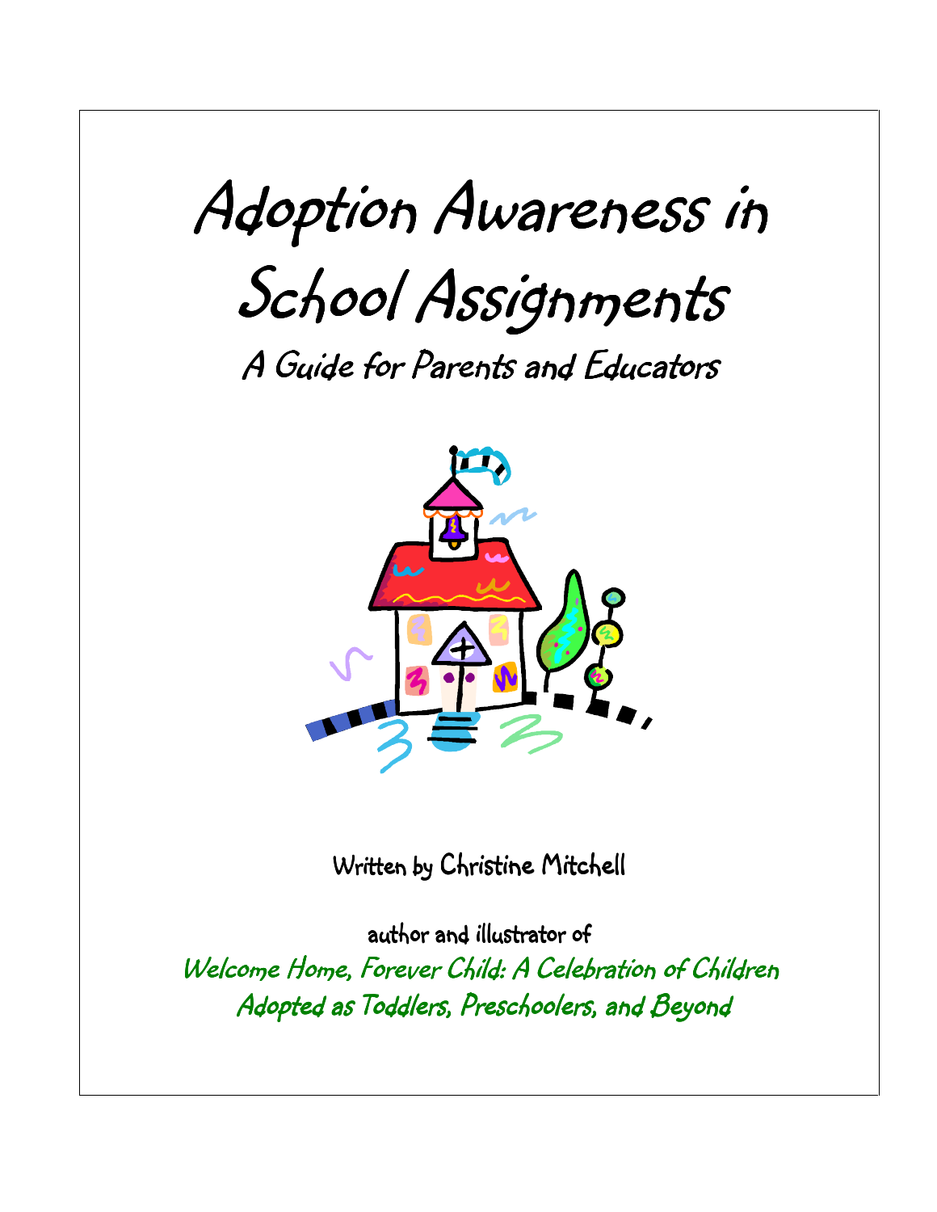# Adoption Awareness in School Assignments

## A Guide for Parents and Educators

Written by Christine Mitchell

author and illustrator of

*Welcome Home, Forever Child: A Celebration of Children Adopted as Toddlers, Preschoolers, and Beyond*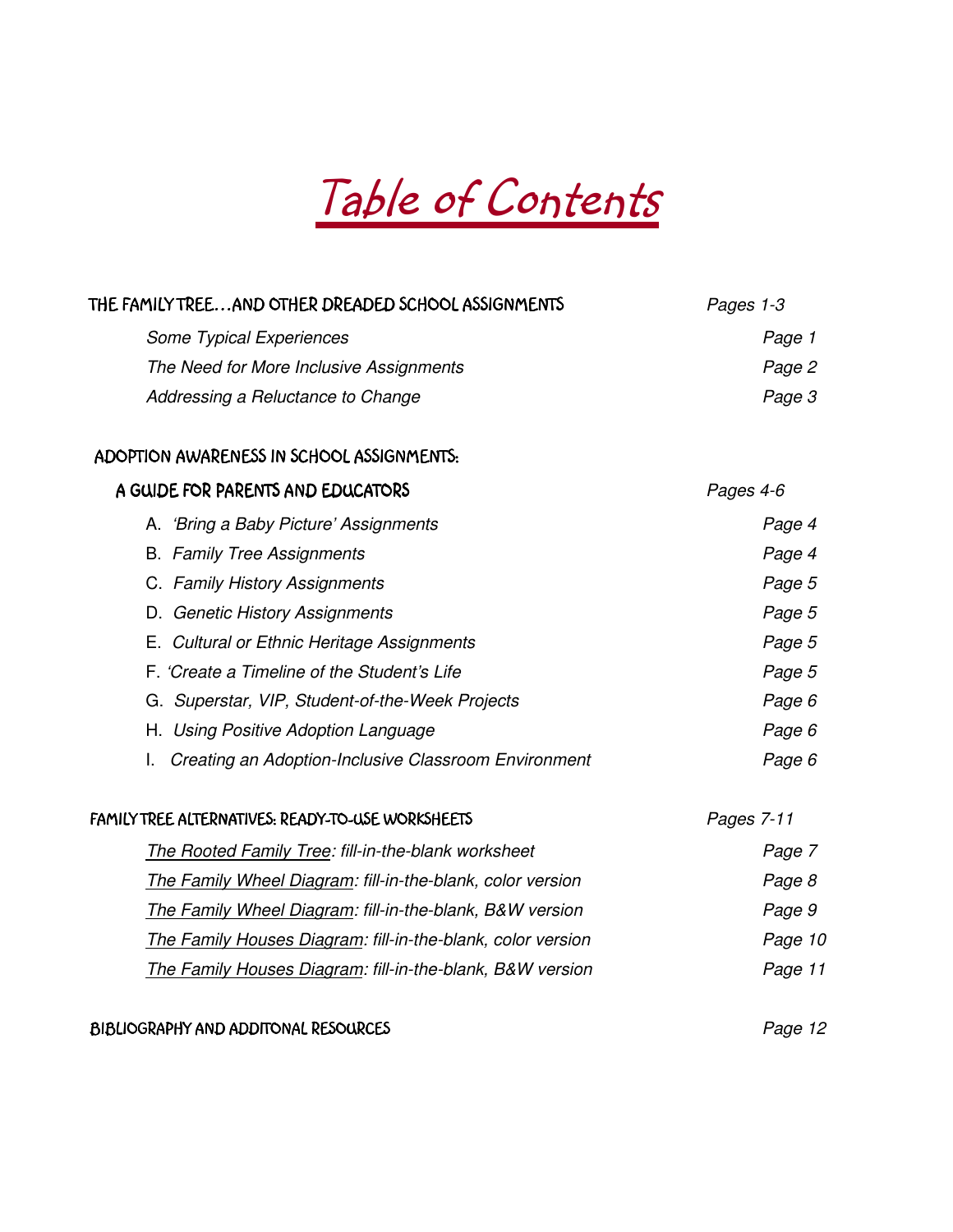# Table of Contents

| | |
|---|---|
| **THE FAMILY TREE…AND OTHER DREADED SCHOOL ASSIGNMENTS** | *Pages 1-3* |
| *Some Typical Experiences* | *Page 1* |
| *The Need for More Inclusive Assignments* | *Page 2* |
| *Addressing a Reluctance to Change* | *Page 3* |
| **ADOPTION AWARENESS IN SCHOOL ASSIGNMENTS: A GUIDE FOR PARENTS AND EDUCATORS** | *Pages 4-6* |
| A. *'Bring a Baby Picture' Assignments* | *Page 4* |
| B. *Family Tree Assignments* | *Page 4* |
| C. *Family History Assignments* | *Page 5* |
| D. *Genetic History Assignments* | *Page 5* |
| E. *Cultural or Ethnic Heritage Assignments* | *Page 5* |
| F. *'Create a Timeline of the Student's Life* | *Page 5* |
| G. *Superstar, VIP, Student-of-the-Week Projects* | *Page 6* |
| H. *Using Positive Adoption Language* | *Page 6* |
| I. *Creating an Adoption-Inclusive Classroom Environment* | *Page 6* |
| **FAMILY TREE ALTERNATIVES: READY-TO-USE WORKSHEETS** | *Pages 7-11* |
| *The Rooted Family Tree: fill-in-the-blank worksheet* | *Page 7* |
| *The Family Wheel Diagram: fill-in-the-blank, color version* | *Page 8* |
| *The Family Wheel Diagram: fill-in-the-blank, B&W version* | *Page 9* |
| *The Family Houses Diagram: fill-in-the-blank, color version* | *Page 10* |
| *The Family Houses Diagram: fill-in-the-blank, B&W version* | *Page 11* |
| **BIBLIOGRAPHY AND ADDITONAL RESOURCES** | *Page 12* |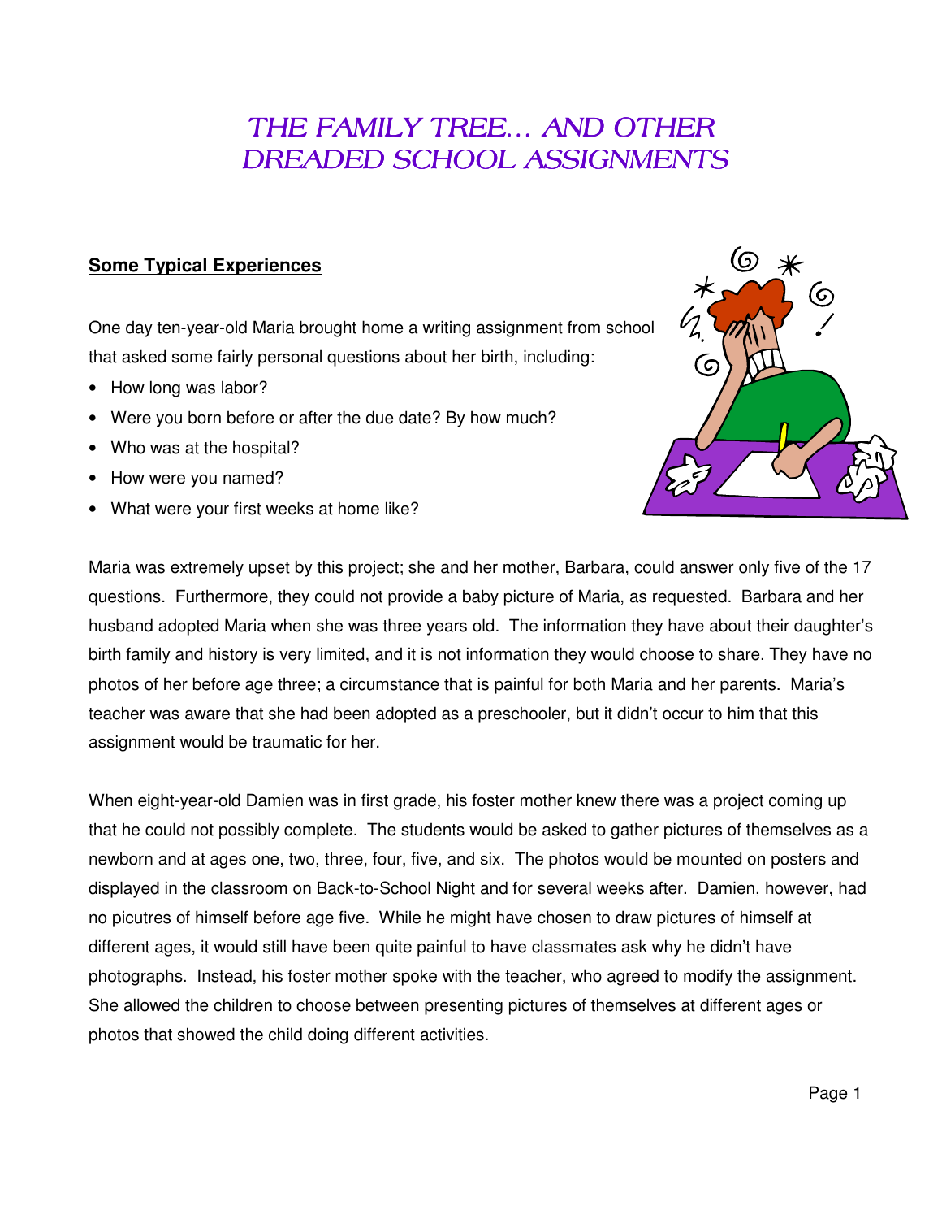# THE FAMILY TREE… AND OTHER DREADED SCHOOL ASSIGNMENTS

## Some Typical Experiences

One day ten-year-old Maria brought home a writing assignment from school that asked some fairly personal questions about her birth, including:

- How long was labor?
- Were you born before or after the due date? By how much?
- Who was at the hospital?
- How were you named?
- What were your first weeks at home like?

Maria was extremely upset by this project; she and her mother, Barbara, could answer only five of the 17 questions. Furthermore, they could not provide a baby picture of Maria, as requested. Barbara and her husband adopted Maria when she was three years old. The information they have about their daughter's birth family and history is very limited, and it is not information they would choose to share. They have no photos of her before age three; a circumstance that is painful for both Maria and her parents. Maria's teacher was aware that she had been adopted as a preschooler, but it didn't occur to him that this assignment would be traumatic for her.

When eight-year-old Damien was in first grade, his foster mother knew there was a project coming up that he could not possibly complete. The students would be asked to gather pictures of themselves as a newborn and at ages one, two, three, four, five, and six. The photos would be mounted on posters and displayed in the classroom on Back-to-School Night and for several weeks after. Damien, however, had no picutres of himself before age five. While he might have chosen to draw pictures of himself at different ages, it would still have been quite painful to have classmates ask why he didn't have photographs. Instead, his foster mother spoke with the teacher, who agreed to modify the assignment. She allowed the children to choose between presenting pictures of themselves at different ages or photos that showed the child doing different activities.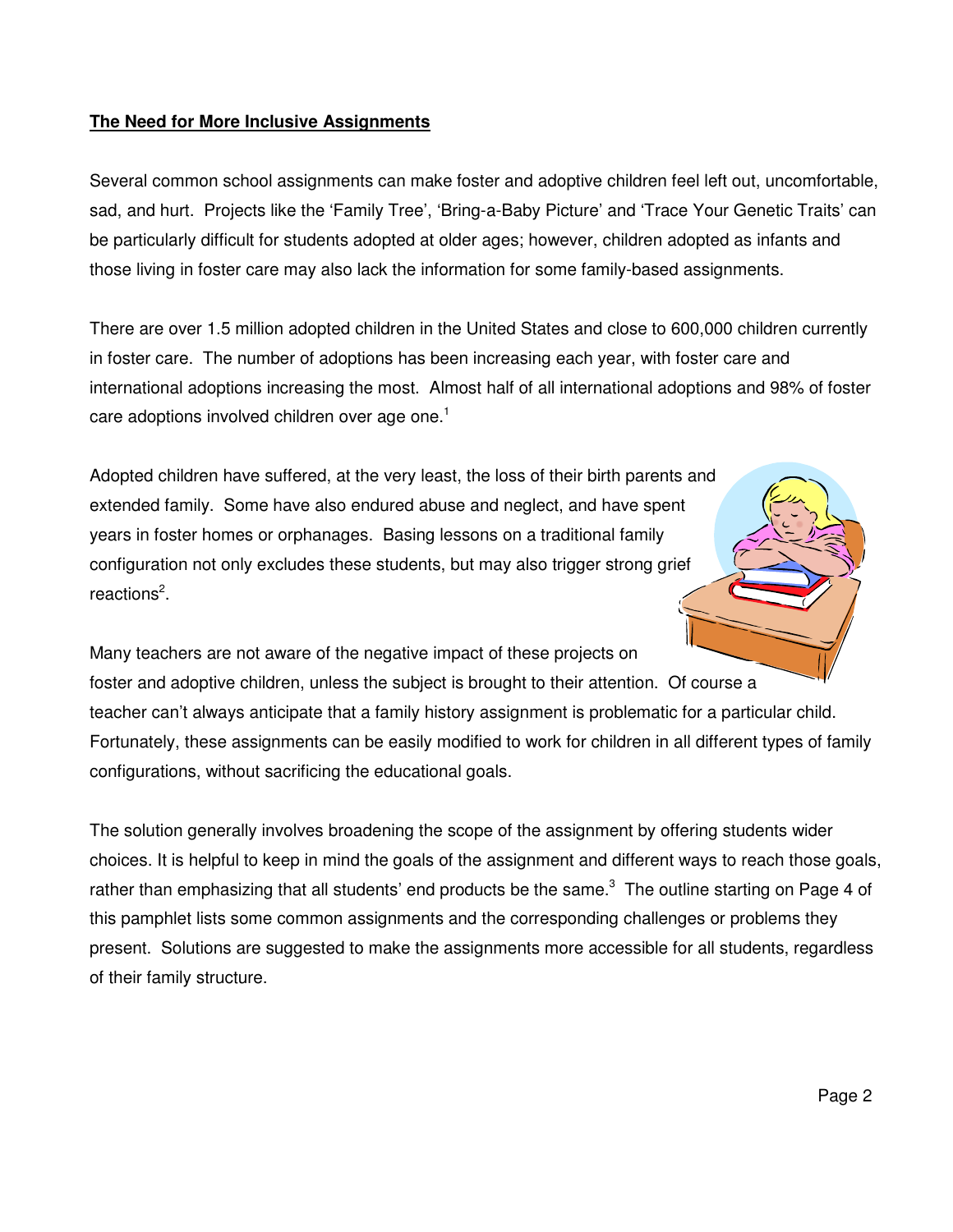## The Need for More Inclusive Assignments

Several common school assignments can make foster and adoptive children feel left out, uncomfortable, sad, and hurt. Projects like the 'Family Tree', 'Bring-a-Baby Picture' and 'Trace Your Genetic Traits' can be particularly difficult for students adopted at older ages; however, children adopted as infants and those living in foster care may also lack the information for some family-based assignments.

There are over 1.5 million adopted children in the United States and close to 600,000 children currently in foster care. The number of adoptions has been increasing each year, with foster care and international adoptions increasing the most. Almost half of all international adoptions and 98% of foster care adoptions involved children over age one.[1]

Adopted children have suffered, at the very least, the loss of their birth parents and extended family. Some have also endured abuse and neglect, and have spent years in foster homes or orphanages. Basing lessons on a traditional family configuration not only excludes these students, but may also trigger strong grief reactions[2].

Many teachers are not aware of the negative impact of these projects on foster and adoptive children, unless the subject is brought to their attention. Of course a teacher can't always anticipate that a family history assignment is problematic for a particular child. Fortunately, these assignments can be easily modified to work for children in all different types of family configurations, without sacrificing the educational goals.

The solution generally involves broadening the scope of the assignment by offering students wider choices. It is helpful to keep in mind the goals of the assignment and different ways to reach those goals, rather than emphasizing that all students' end products be the same.[3] The outline starting on Page 4 of this pamphlet lists some common assignments and the corresponding challenges or problems they present. Solutions are suggested to make the assignments more accessible for all students, regardless of their family structure.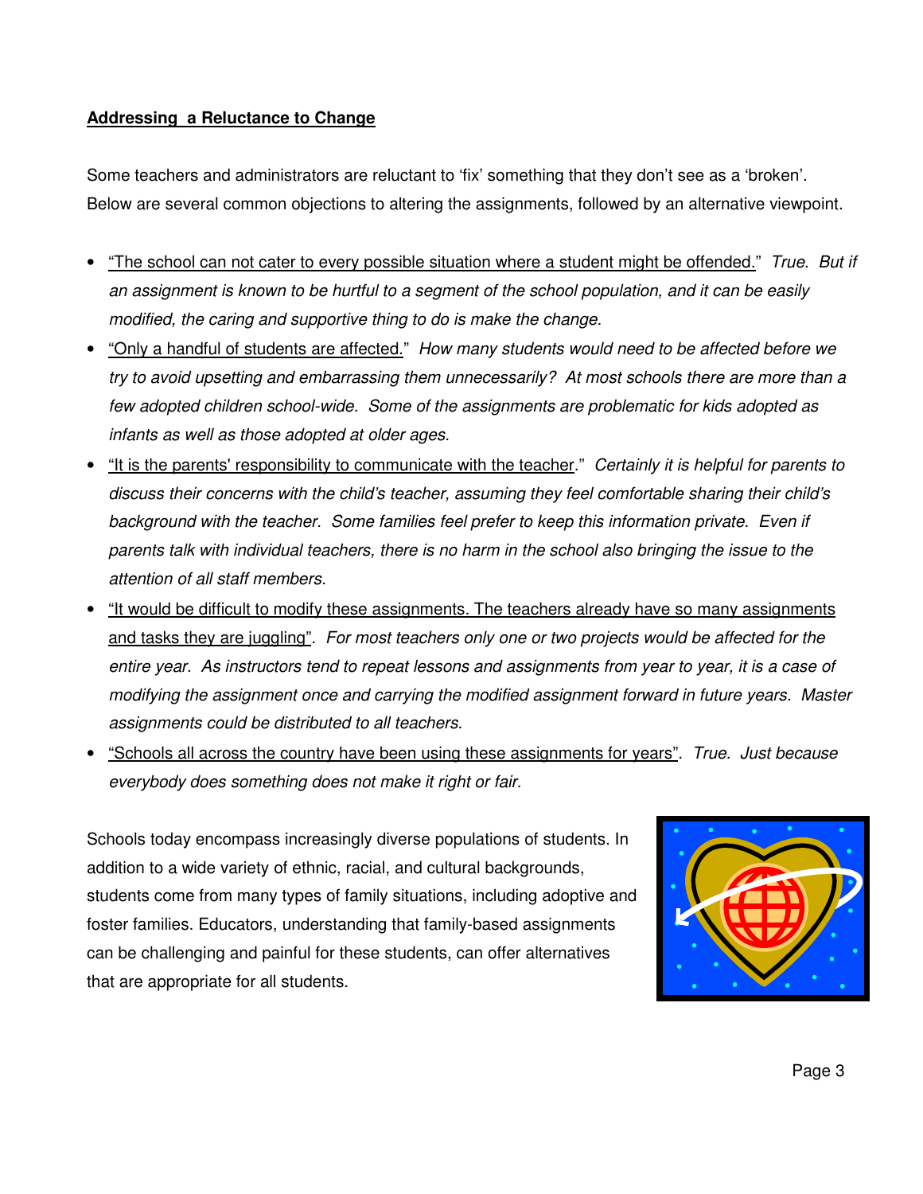**<u>Addressing  a Reluctance to Change</u>**

Some teachers and administrators are reluctant to 'fix' something that they don't see as a 'broken'. Below are several common objections to altering the assignments, followed by an alternative viewpoint.

- <u>"The school can not cater to every possible situation where a student might be offended."</u> *True.  But if an assignment is known to be hurtful to a segment of the school population, and it can be easily modified, the caring and supportive thing to do is make the change.*
- <u>"Only a handful of students are affected."</u> *How many students would need to be affected before we try to avoid upsetting and embarrassing them unnecessarily?  At most schools there are more than a few adopted children school-wide.  Some of the assignments are problematic for kids adopted as infants as well as those adopted at older ages.*
- <u>"It is the parents' responsibility to communicate with the teacher</u>." *Certainly it is helpful for parents to discuss their concerns with the child's teacher, assuming they feel comfortable sharing their child's background with the teacher.  Some families feel prefer to keep this information private.  Even if parents talk with individual teachers, there is no harm in the school also bringing the issue to the attention of all staff members.*
- <u>"It would be difficult to modify these assignments. The teachers already have so many assignments and tasks they are juggling"</u>. *For most teachers only one or two projects would be affected for the entire year.  As instructors tend to repeat lessons and assignments from year to year, it is a case of modifying the assignment once and carrying the modified assignment forward in future years.  Master assignments could be distributed to all teachers.*
- <u>"Schools all across the country have been using these assignments for years"</u>. *True.  Just because everybody does something does not make it right or fair.*

Schools today encompass increasingly diverse populations of students. In addition to a wide variety of ethnic, racial, and cultural backgrounds, students come from many types of family situations, including adoptive and foster families. Educators, understanding that family-based assignments can be challenging and painful for these students, can offer alternatives that are appropriate for all students.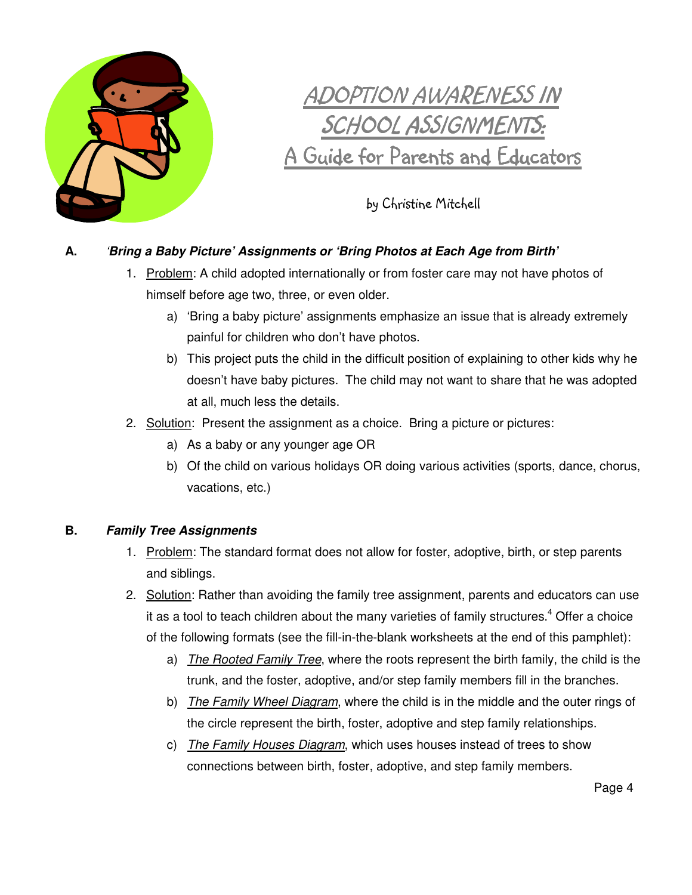# ADOPTION AWARENESS IN SCHOOL ASSIGNMENTS: A Guide for Parents and Educators

by Christine Mitchell

**A.** ***'Bring a Baby Picture' Assignments or 'Bring Photos at Each Age from Birth'***

1. Problem: A child adopted internationally or from foster care may not have photos of himself before age two, three, or even older.
   a) 'Bring a baby picture' assignments emphasize an issue that is already extremely painful for children who don't have photos.
   b) This project puts the child in the difficult position of explaining to other kids why he doesn't have baby pictures. The child may not want to share that he was adopted at all, much less the details.
2. Solution: Present the assignment as a choice. Bring a picture or pictures:
   a) As a baby or any younger age OR
   b) Of the child on various holidays OR doing various activities (sports, dance, chorus, vacations, etc.)

**B.** ***Family Tree Assignments***

1. Problem: The standard format does not allow for foster, adoptive, birth, or step parents and siblings.
2. Solution: Rather than avoiding the family tree assignment, parents and educators can use it as a tool to teach children about the many varieties of family structures.[4] Offer a choice of the following formats (see the fill-in-the-blank worksheets at the end of this pamphlet):
   a) *The Rooted Family Tree*, where the roots represent the birth family, the child is the trunk, and the foster, adoptive, and/or step family members fill in the branches.
   b) *The Family Wheel Diagram*, where the child is in the middle and the outer rings of the circle represent the birth, foster, adoptive and step family relationships.
   c) *The Family Houses Diagram*, which uses houses instead of trees to show connections between birth, foster, adoptive, and step family members.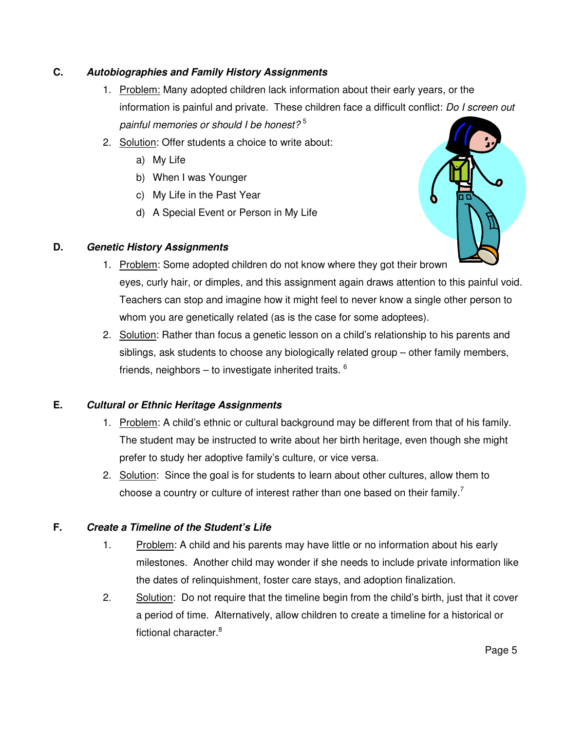## C. *Autobiographies and Family History Assignments*

1. Problem: Many adopted children lack information about their early years, or the information is painful and private. These children face a difficult conflict: *Do I screen out painful memories or should I be honest?*[5]
2. Solution: Offer students a choice to write about:
   a) My Life
   b) When I was Younger
   c) My Life in the Past Year
   d) A Special Event or Person in My Life

## D. *Genetic History Assignments*

1. Problem: Some adopted children do not know where they got their brown eyes, curly hair, or dimples, and this assignment again draws attention to this painful void. Teachers can stop and imagine how it might feel to never know a single other person to whom you are genetically related (as is the case for some adoptees).
2. Solution: Rather than focus a genetic lesson on a child's relationship to his parents and siblings, ask students to choose any biologically related group – other family members, friends, neighbors – to investigate inherited traits.[6]

## E. *Cultural or Ethnic Heritage Assignments*

1. Problem: A child's ethnic or cultural background may be different from that of his family. The student may be instructed to write about her birth heritage, even though she might prefer to study her adoptive family's culture, or vice versa.
2. Solution: Since the goal is for students to learn about other cultures, allow them to choose a country or culture of interest rather than one based on their family.[7]

## F. *Create a Timeline of the Student's Life*

1. Problem: A child and his parents may have little or no information about his early milestones. Another child may wonder if she needs to include private information like the dates of relinquishment, foster care stays, and adoption finalization.
2. Solution: Do not require that the timeline begin from the child's birth, just that it cover a period of time. Alternatively, allow children to create a timeline for a historical or fictional character.[8]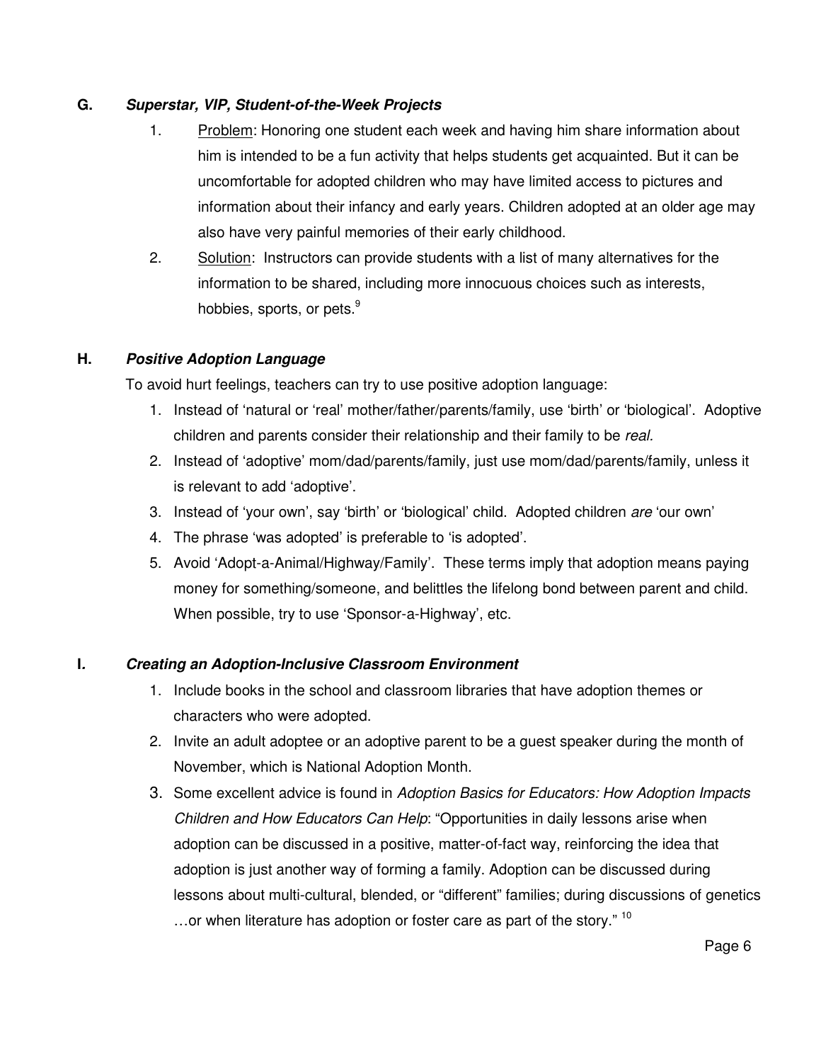### G. *Superstar, VIP, Student-of-the-Week Projects*

1. Problem: Honoring one student each week and having him share information about him is intended to be a fun activity that helps students get acquainted. But it can be uncomfortable for adopted children who may have limited access to pictures and information about their infancy and early years. Children adopted at an older age may also have very painful memories of their early childhood.
2. Solution: Instructors can provide students with a list of many alternatives for the information to be shared, including more innocuous choices such as interests, hobbies, sports, or pets.[9]

### H. *Positive Adoption Language*

To avoid hurt feelings, teachers can try to use positive adoption language:

1. Instead of 'natural or 'real' mother/father/parents/family, use 'birth' or 'biological'. Adoptive children and parents consider their relationship and their family to be *real*.
2. Instead of 'adoptive' mom/dad/parents/family, just use mom/dad/parents/family, unless it is relevant to add 'adoptive'.
3. Instead of 'your own', say 'birth' or 'biological' child. Adopted children *are* 'our own'
4. The phrase 'was adopted' is preferable to 'is adopted'.
5. Avoid 'Adopt-a-Animal/Highway/Family'. These terms imply that adoption means paying money for something/someone, and belittles the lifelong bond between parent and child. When possible, try to use 'Sponsor-a-Highway', etc.

### I. *Creating an Adoption-Inclusive Classroom Environment*

1. Include books in the school and classroom libraries that have adoption themes or characters who were adopted.
2. Invite an adult adoptee or an adoptive parent to be a guest speaker during the month of November, which is National Adoption Month.
3. Some excellent advice is found in *Adoption Basics for Educators: How Adoption Impacts Children and How Educators Can Help*: "Opportunities in daily lessons arise when adoption can be discussed in a positive, matter-of-fact way, reinforcing the idea that adoption is just another way of forming a family. Adoption can be discussed during lessons about multi-cultural, blended, or "different" families; during discussions of genetics …or when literature has adoption or foster care as part of the story." [10]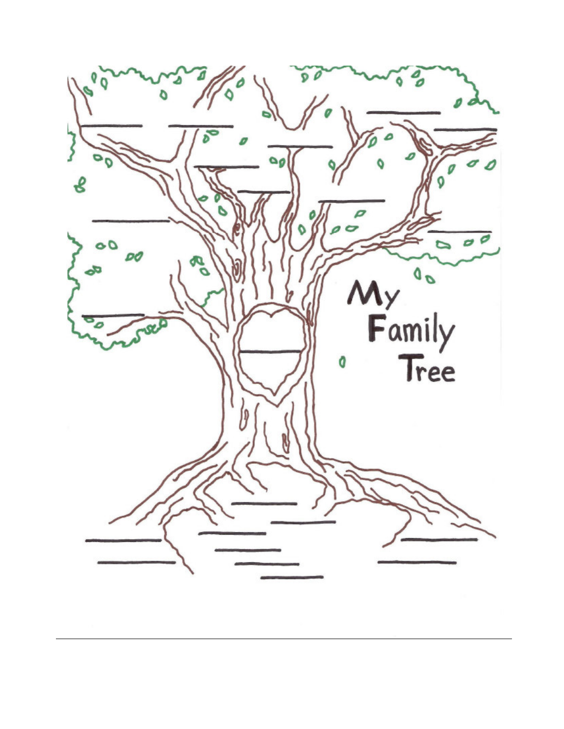My Family Tree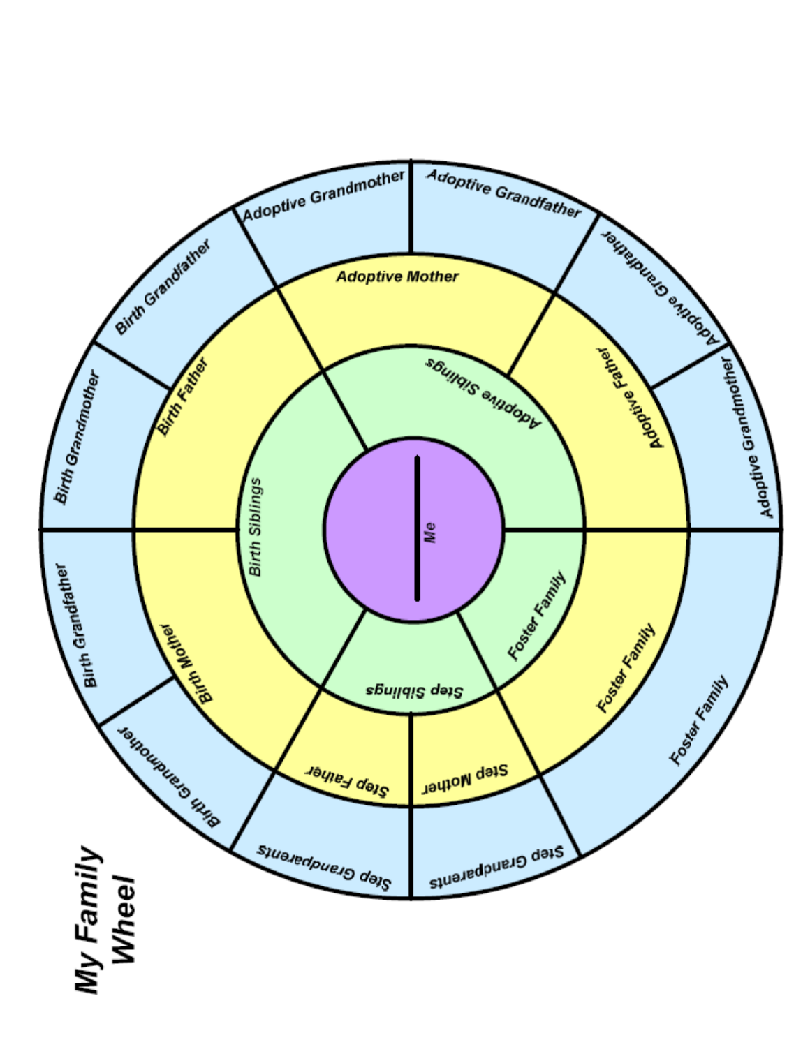# My Family Wheel

Me

Birth Siblings

Adoptive Siblings

Foster Family

Step Siblings

Birth Father

Adoptive Mother

Adoptive Father

Foster Family

Step Mother

Step Father

Birth Mother

Birth Grandmother

Birth Grandfather

Adoptive Grandmother

Adoptive Grandfather

Adoptive Grandfather

Adoptive Grandmother

Foster Family

Step Grandparents

Step Grandparents

Birth Grandmother

Birth Grandfather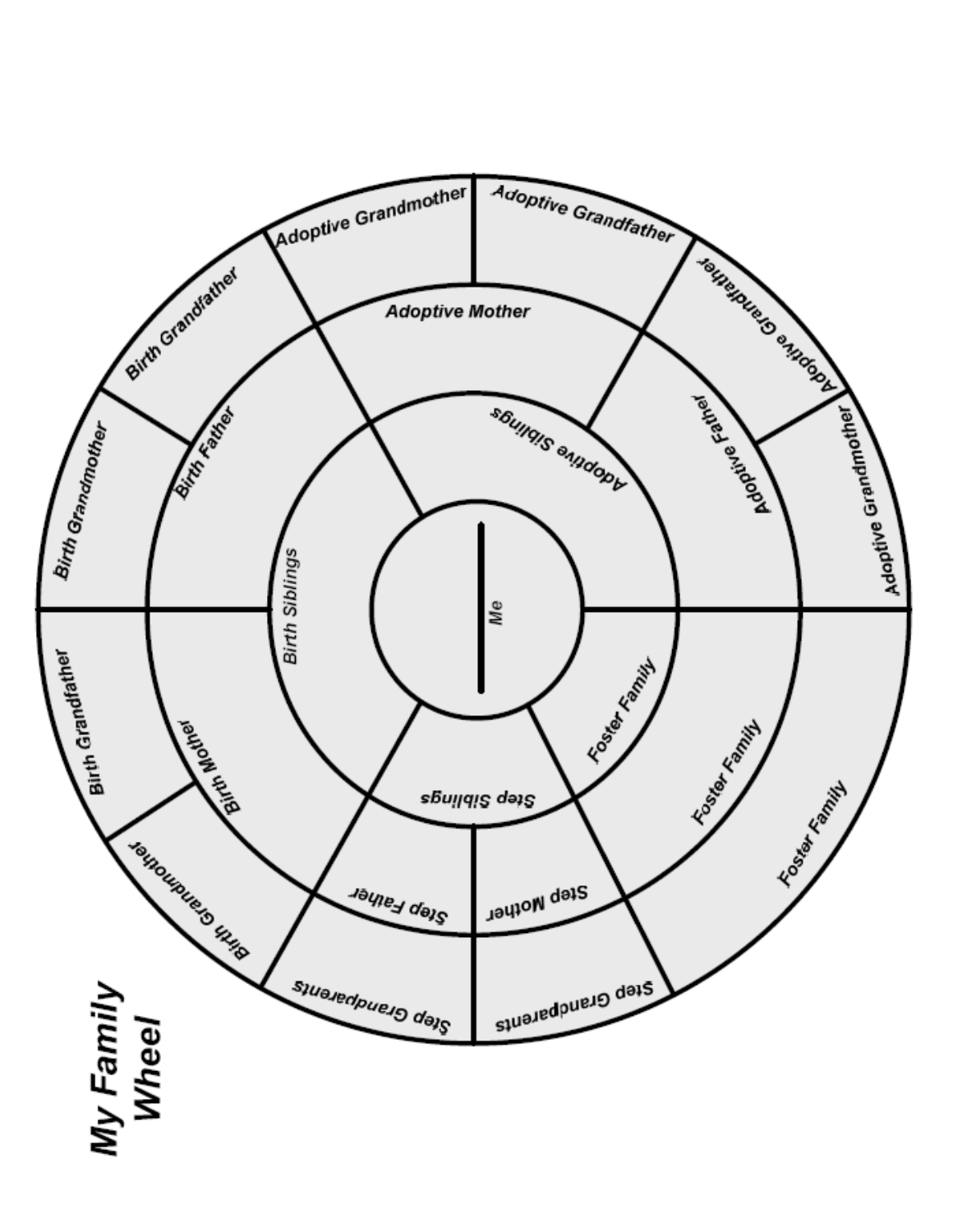# My Family Wheel

Me

Birth Siblings

Adoptive Siblings

Step Siblings

Foster Family

Birth Father

Adoptive Mother

Adoptive Father

Birth Mother

Step Father

Step Mother

Foster Family

Birth Grandmother

Birth Grandfather

Adoptive Grandmother

Adoptive Grandfather

Adoptive Grandfather

Adoptive Grandmother

Birth Grandfather

Birth Grandmother

Step Grandparents

Step Grandparents

Foster Family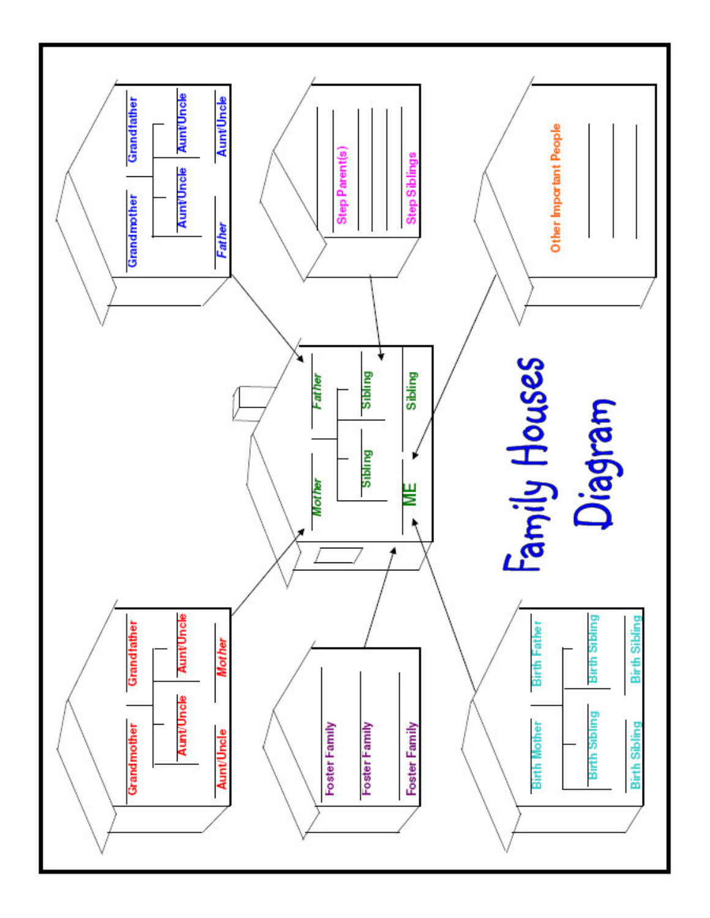# Family Houses Diagram

**Paternal family house**
- Grandmother
- Grandfather
- Aunt/Uncle
- Aunt/Uncle
- *Father*
- Aunt/Uncle

**Maternal family house**
- Grandmother
- Grandfather
- Aunt/Uncle
- Aunt/Uncle
- Aunt/Uncle
- *Mother*

**Central house**
- *Mother*
- *Father*
- Sibling
- Sibling
- ME
- Sibling

**Step family house**
- Step Parent(s)
- Step Siblings

**Foster family house**
- Foster Family
- Foster Family
- Foster Family

**Birth family house**
- Birth Mother
- Birth Father
- Birth Sibling
- Birth Sibling
- Birth Sibling
- Birth Sibling

**Other house**
- Other Important People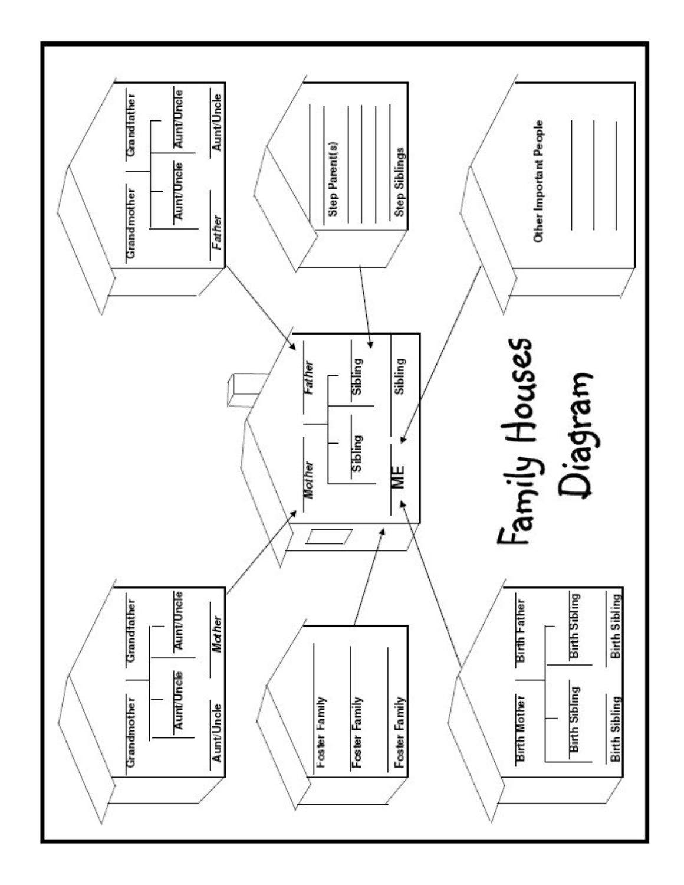# Family Houses Diagram

Grandmother

Grandfather

Aunt/Uncle

Aunt/Uncle

Aunt/Uncle

*Mother*

Grandmother

Grandfather

Aunt/Uncle

Aunt/Uncle

Aunt/Uncle

*Father*

Step Parent(s)

Step Siblings

*Mother*

*Father*

Sibling

Sibling

Sibling

ME

Foster Family

Foster Family

Foster Family

Birth Mother

Birth Father

Birth Sibling

Birth Sibling

Birth Sibling

Birth Sibling

Other Important People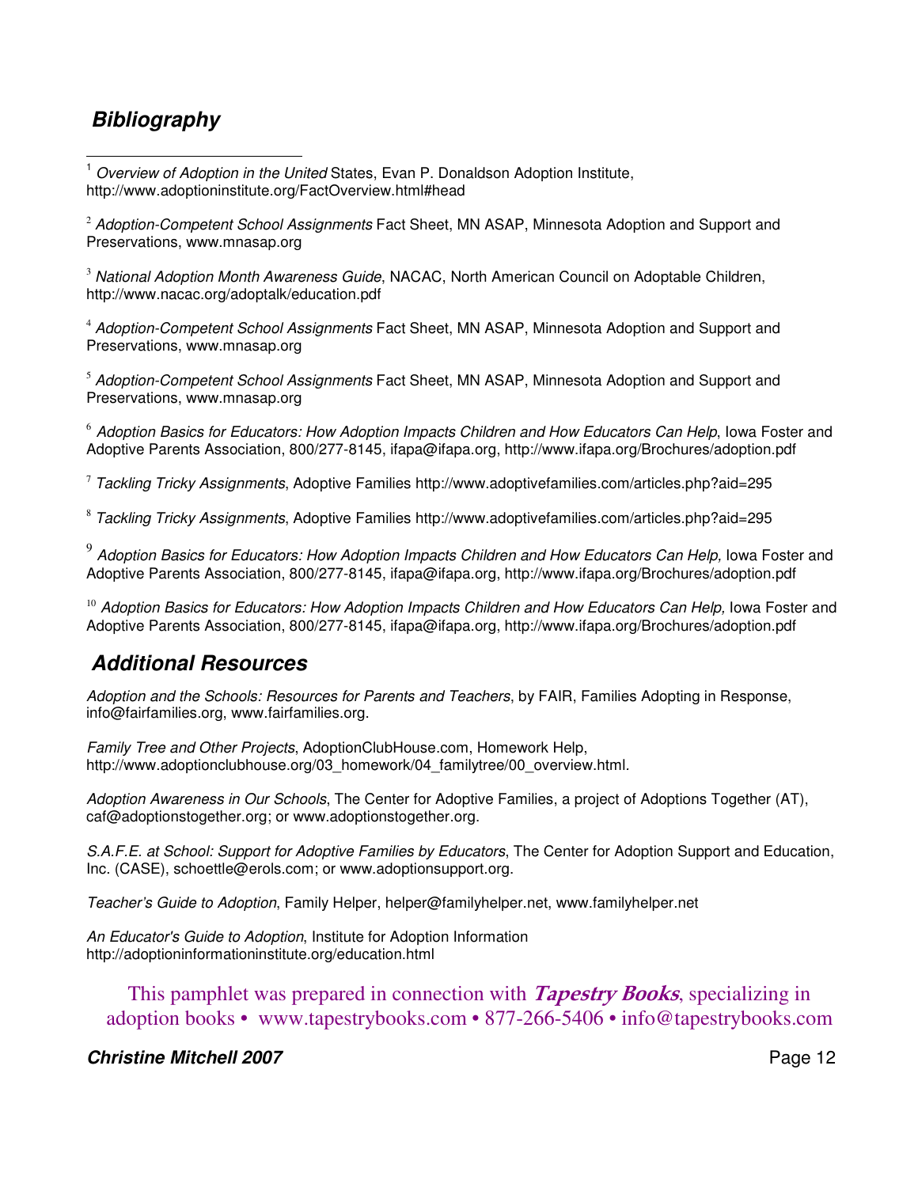## *Bibliography*

[1] *Overview of Adoption in the United* States, Evan P. Donaldson Adoption Institute, http://www.adoptioninstitute.org/FactOverview.html#head

[2] *Adoption-Competent School Assignments* Fact Sheet, MN ASAP, Minnesota Adoption and Support and Preservations, www.mnasap.org

[3] *National Adoption Month Awareness Guide*, NACAC, North American Council on Adoptable Children, http://www.nacac.org/adoptalk/education.pdf

[4] *Adoption-Competent School Assignments* Fact Sheet, MN ASAP, Minnesota Adoption and Support and Preservations, www.mnasap.org

[5] *Adoption-Competent School Assignments* Fact Sheet, MN ASAP, Minnesota Adoption and Support and Preservations, www.mnasap.org

[6] *Adoption Basics for Educators: How Adoption Impacts Children and How Educators Can Help*, Iowa Foster and Adoptive Parents Association, 800/277-8145, ifapa@ifapa.org, http://www.ifapa.org/Brochures/adoption.pdf

[7] *Tackling Tricky Assignments*, Adoptive Families http://www.adoptivefamilies.com/articles.php?aid=295

[8] *Tackling Tricky Assignments*, Adoptive Families http://www.adoptivefamilies.com/articles.php?aid=295

[9] *Adoption Basics for Educators: How Adoption Impacts Children and How Educators Can Help,* Iowa Foster and Adoptive Parents Association, 800/277-8145, ifapa@ifapa.org, http://www.ifapa.org/Brochures/adoption.pdf

[10] *Adoption Basics for Educators: How Adoption Impacts Children and How Educators Can Help,* Iowa Foster and Adoptive Parents Association, 800/277-8145, ifapa@ifapa.org, http://www.ifapa.org/Brochures/adoption.pdf

## *Additional Resources*

*Adoption and the Schools: Resources for Parents and Teachers*, by FAIR, Families Adopting in Response, info@fairfamilies.org, www.fairfamilies.org.

*Family Tree and Other Projects*, AdoptionClubHouse.com, Homework Help, http://www.adoptionclubhouse.org/03_homework/04_familytree/00_overview.html.

*Adoption Awareness in Our Schools*, The Center for Adoptive Families, a project of Adoptions Together (AT), caf@adoptionstogether.org; or www.adoptionstogether.org.

*S.A.F.E. at School: Support for Adoptive Families by Educators*, The Center for Adoption Support and Education, Inc. (CASE), schoettle@erols.com; or www.adoptionsupport.org.

*Teacher's Guide to Adoption*, Family Helper, helper@familyhelper.net, www.familyhelper.net

*An Educator's Guide to Adoption*, Institute for Adoption Information http://adoptioninformationinstitute.org/education.html

This pamphlet was prepared in connection with ***Tapestry Books***, specializing in adoption books • www.tapestrybooks.com • 877-266-5406 • info@tapestrybooks.com

***Christine Mitchell 2007***